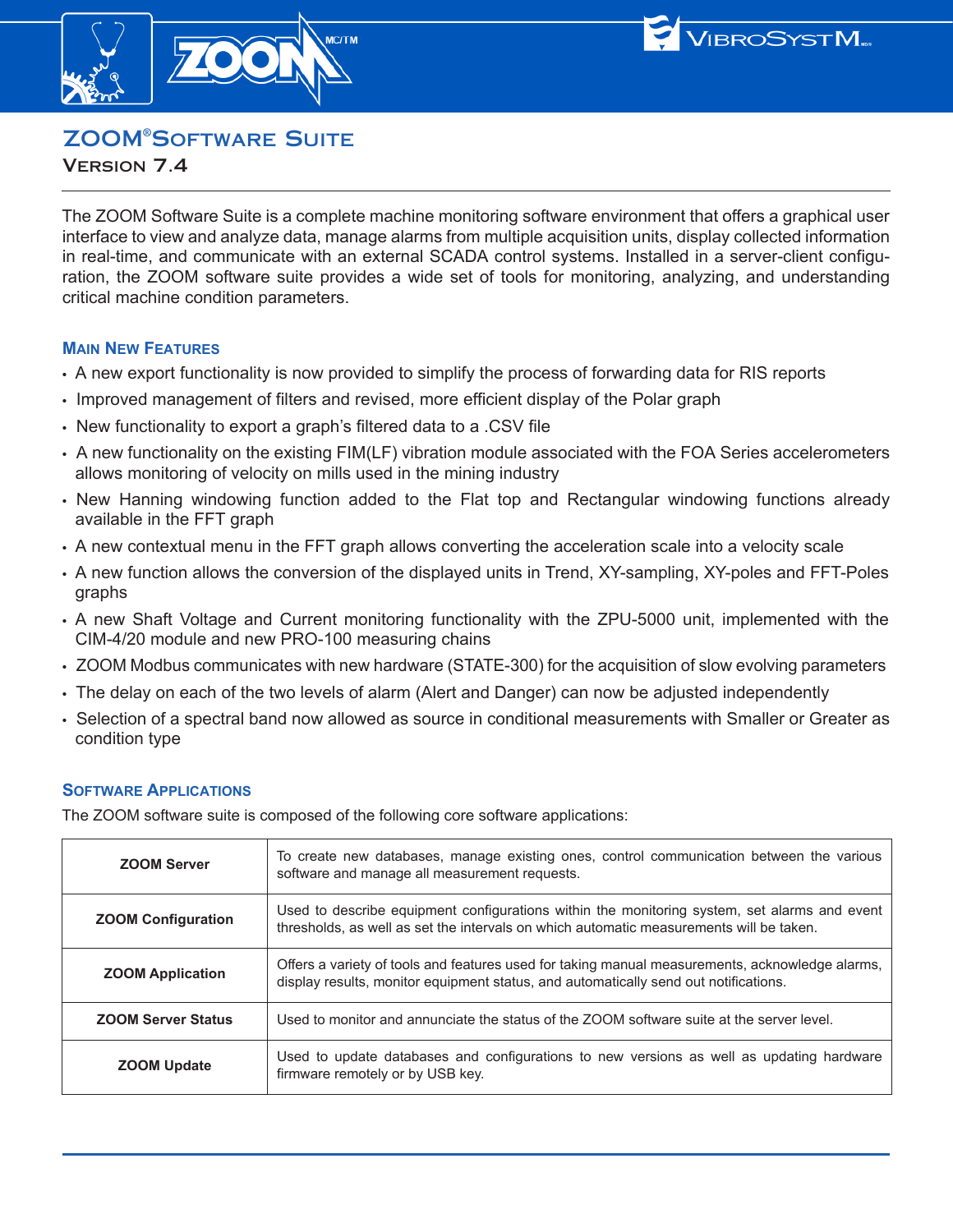# ZOOM® Software Suite

## Version 7.4

The ZOOM Software Suite is a complete machine monitoring software environment that offers a graphical user interface to view and analyze data, manage alarms from multiple acquisition units, display collected information in real-time, and communicate with an external SCADA control systems. Installed in a server-client configuration, the ZOOM software suite provides a wide set of tools for monitoring, analyzing, and understanding critical machine condition parameters.

### Main New Features

- A new export functionality is now provided to simplify the process of forwarding data for RIS reports
- Improved management of filters and revised, more efficient display of the Polar graph
- New functionality to export a graph's filtered data to a .CSV file
- A new functionality on the existing FIM(LF) vibration module associated with the FOA Series accelerometers allows monitoring of velocity on mills used in the mining industry
- New Hanning windowing function added to the Flat top and Rectangular windowing functions already available in the FFT graph
- A new contextual menu in the FFT graph allows converting the acceleration scale into a velocity scale
- A new function allows the conversion of the displayed units in Trend, XY-sampling, XY-poles and FFT-Poles graphs
- A new Shaft Voltage and Current monitoring functionality with the ZPU-5000 unit, implemented with the CIM-4/20 module and new PRO-100 measuring chains
- ZOOM Modbus communicates with new hardware (STATE-300) for the acquisition of slow evolving parameters
- The delay on each of the two levels of alarm (Alert and Danger) can now be adjusted independently
- Selection of a spectral band now allowed as source in conditional measurements with Smaller or Greater as condition type

### Software Applications

The ZOOM software suite is composed of the following core software applications:

| Application | Description |
|---|---|
| **ZOOM Server** | To create new databases, manage existing ones, control communication between the various software and manage all measurement requests. |
| **ZOOM Configuration** | Used to describe equipment configurations within the monitoring system, set alarms and event thresholds, as well as set the intervals on which automatic measurements will be taken. |
| **ZOOM Application** | Offers a variety of tools and features used for taking manual measurements, acknowledge alarms, display results, monitor equipment status, and automatically send out notifications. |
| **ZOOM Server Status** | Used to monitor and annunciate the status of the ZOOM software suite at the server level. |
| **ZOOM Update** | Used to update databases and configurations to new versions as well as updating hardware firmware remotely or by USB key. |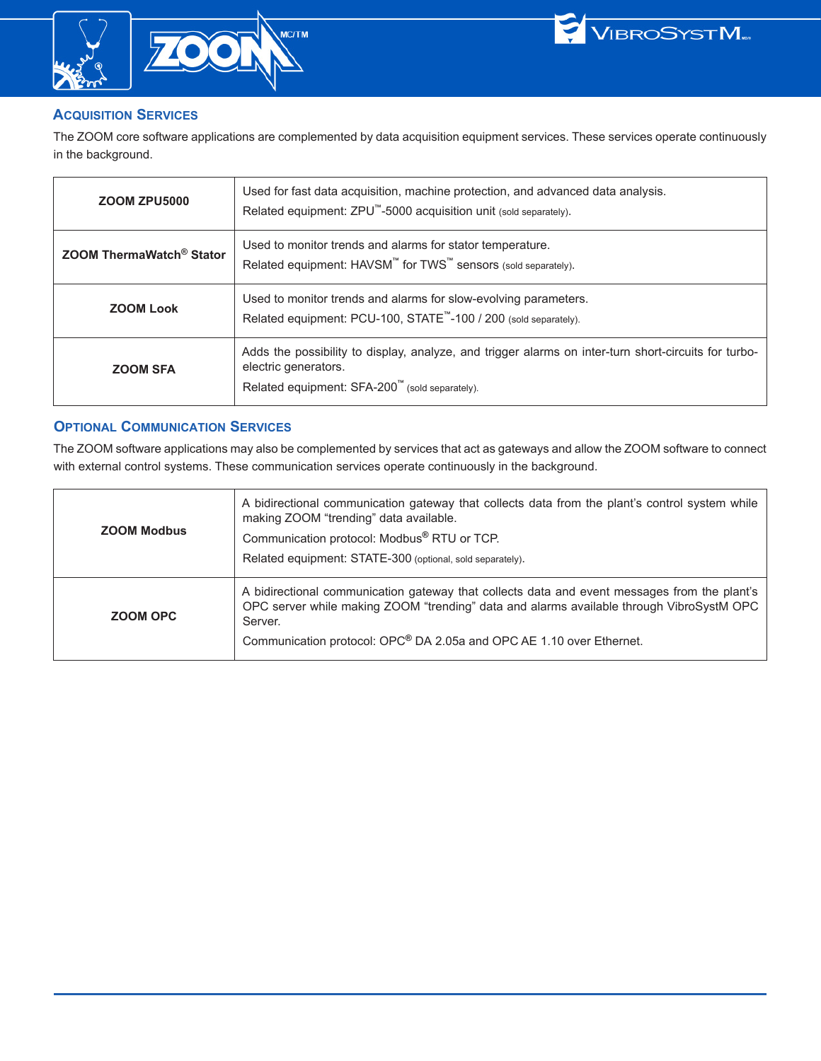## Acquisition Services

The ZOOM core software applications are complemented by data acquisition equipment services. These services operate continuously in the background.

| | |
|---|---|
| **ZOOM ZPU5000** | Used for fast data acquisition, machine protection, and advanced data analysis.<br>Related equipment: ZPU™-5000 acquisition unit (sold separately). |
| **ZOOM ThermaWatch® Stator** | Used to monitor trends and alarms for stator temperature.<br>Related equipment: HAVSM™ for TWS™ sensors (sold separately). |
| **ZOOM Look** | Used to monitor trends and alarms for slow-evolving parameters.<br>Related equipment: PCU-100, STATE™-100 / 200 (sold separately). |
| **ZOOM SFA** | Adds the possibility to display, analyze, and trigger alarms on inter-turn short-circuits for turbo-electric generators.<br>Related equipment: SFA-200™ (sold separately). |

## Optional Communication Services

The ZOOM software applications may also be complemented by services that act as gateways and allow the ZOOM software to connect with external control systems. These communication services operate continuously in the background.

| | |
|---|---|
| **ZOOM Modbus** | A bidirectional communication gateway that collects data from the plant's control system while making ZOOM "trending" data available.<br>Communication protocol: Modbus® RTU or TCP.<br>Related equipment: STATE-300 (optional, sold separately). |
| **ZOOM OPC** | A bidirectional communication gateway that collects data and event messages from the plant's OPC server while making ZOOM "trending" data and alarms available through VibroSystM OPC Server.<br>Communication protocol: OPC® DA 2.05a and OPC AE 1.10 over Ethernet. |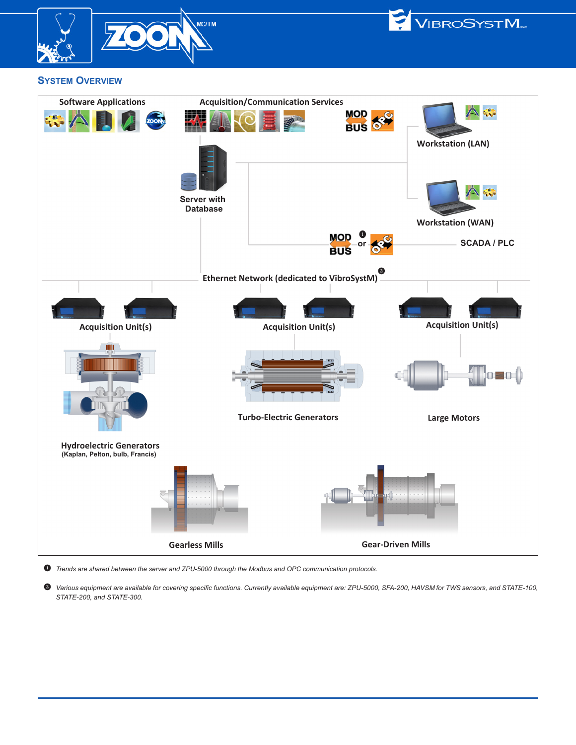## System Overview

Software Applications

Acquisition/Communication Services

Workstation (LAN)

Server with Database

Workstation (WAN)

MOD BUS ❶ or OPC

SCADA / PLC

Ethernet Network (dedicated to VibroSystM) ❷

Acquisition Unit(s)

Acquisition Unit(s)

Acquisition Unit(s)

Hydroelectric Generators
(Kaplan, Pelton, bulb, Francis)

Turbo-Electric Generators

Large Motors

Gearless Mills

Gear-Driven Mills

❶ *Trends are shared between the server and ZPU-5000 through the Modbus and OPC communication protocols.*

❷ *Various equipment are available for covering specific functions. Currently available equipment are: ZPU-5000, SFA-200, HAVSM for TWS sensors, and STATE-100, STATE-200, and STATE-300.*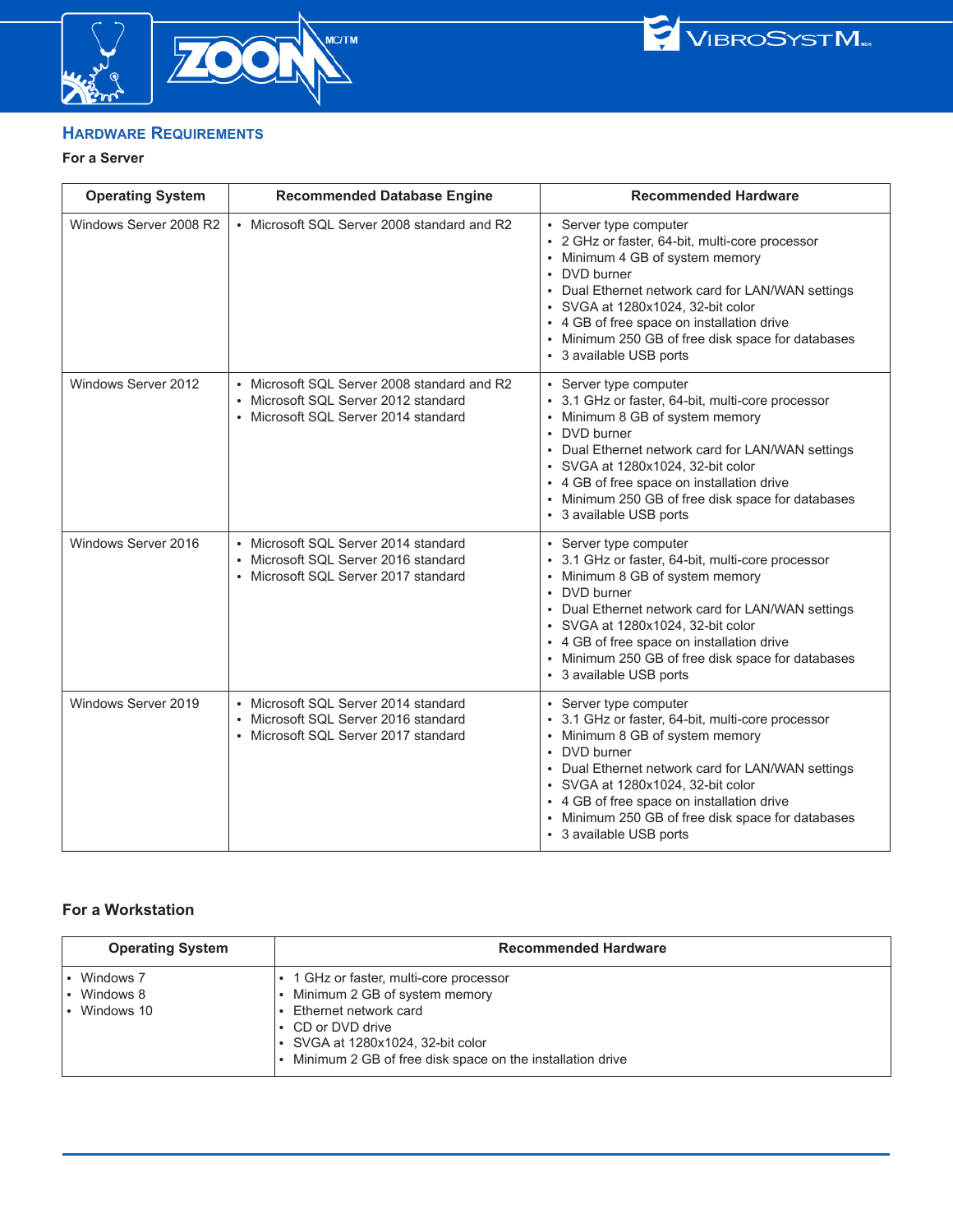## Hardware Requirements

**For a Server**

| Operating System | Recommended Database Engine | Recommended Hardware |
|---|---|---|
| Windows Server 2008 R2 | • Microsoft SQL Server 2008 standard and R2 | • Server type computer<br>• 2 GHz or faster, 64-bit, multi-core processor<br>• Minimum 4 GB of system memory<br>• DVD burner<br>• Dual Ethernet network card for LAN/WAN settings<br>• SVGA at 1280x1024, 32-bit color<br>• 4 GB of free space on installation drive<br>• Minimum 250 GB of free disk space for databases<br>• 3 available USB ports |
| Windows Server 2012 | • Microsoft SQL Server 2008 standard and R2<br>• Microsoft SQL Server 2012 standard<br>• Microsoft SQL Server 2014 standard | • Server type computer<br>• 3.1 GHz or faster, 64-bit, multi-core processor<br>• Minimum 8 GB of system memory<br>• DVD burner<br>• Dual Ethernet network card for LAN/WAN settings<br>• SVGA at 1280x1024, 32-bit color<br>• 4 GB of free space on installation drive<br>• Minimum 250 GB of free disk space for databases<br>• 3 available USB ports |
| Windows Server 2016 | • Microsoft SQL Server 2014 standard<br>• Microsoft SQL Server 2016 standard<br>• Microsoft SQL Server 2017 standard | • Server type computer<br>• 3.1 GHz or faster, 64-bit, multi-core processor<br>• Minimum 8 GB of system memory<br>• DVD burner<br>• Dual Ethernet network card for LAN/WAN settings<br>• SVGA at 1280x1024, 32-bit color<br>• 4 GB of free space on installation drive<br>• Minimum 250 GB of free disk space for databases<br>• 3 available USB ports |
| Windows Server 2019 | • Microsoft SQL Server 2014 standard<br>• Microsoft SQL Server 2016 standard<br>• Microsoft SQL Server 2017 standard | • Server type computer<br>• 3.1 GHz or faster, 64-bit, multi-core processor<br>• Minimum 8 GB of system memory<br>• DVD burner<br>• Dual Ethernet network card for LAN/WAN settings<br>• SVGA at 1280x1024, 32-bit color<br>• 4 GB of free space on installation drive<br>• Minimum 250 GB of free disk space for databases<br>• 3 available USB ports |

**For a Workstation**

| Operating System | Recommended Hardware |
|---|---|
| • Windows 7<br>• Windows 8<br>• Windows 10 | • 1 GHz or faster, multi-core processor<br>• Minimum 2 GB of system memory<br>• Ethernet network card<br>• CD or DVD drive<br>• SVGA at 1280x1024, 32-bit color<br>• Minimum 2 GB of free disk space on the installation drive |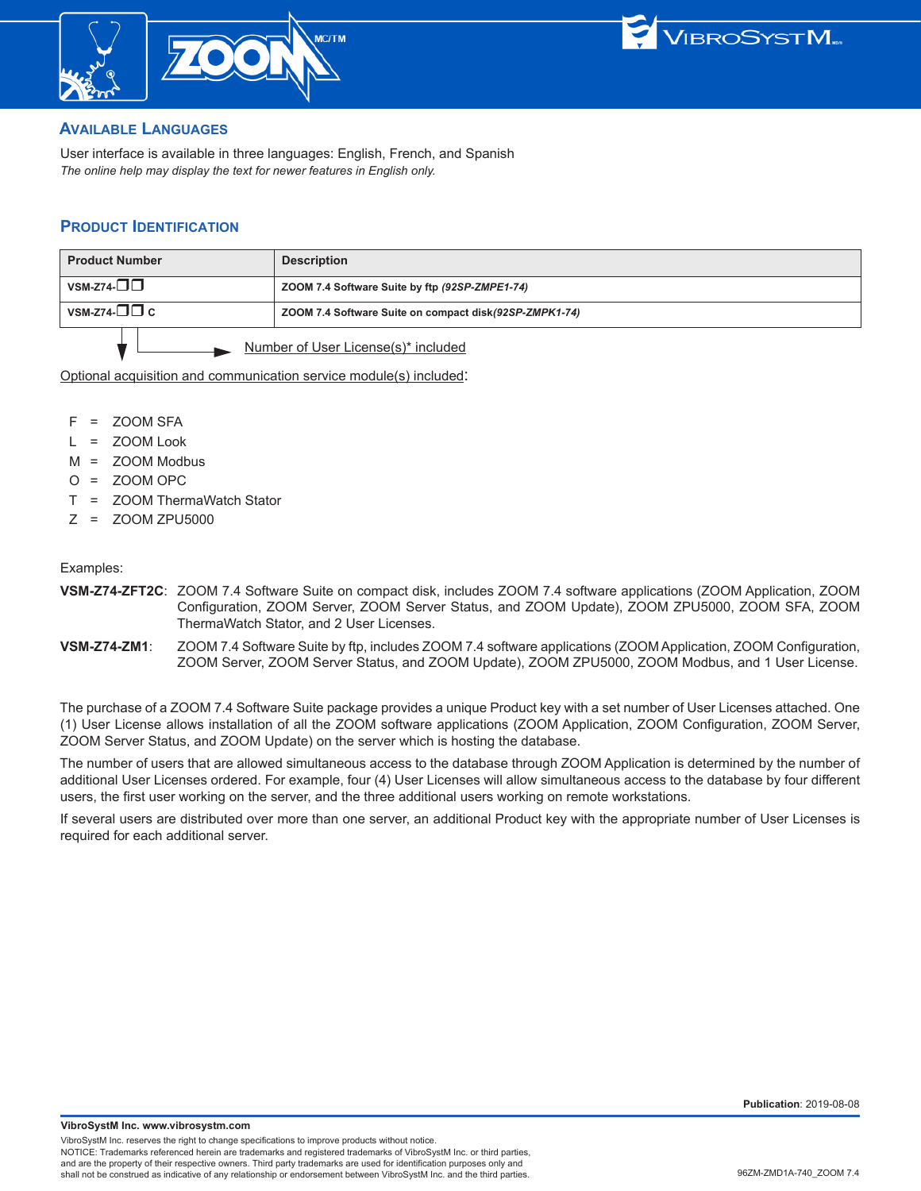## Available Languages

User interface is available in three languages: English, French, and Spanish

*The online help may display the text for newer features in English only.*

## Product Identification

| Product Number | Description |
|---|---|
| VSM-Z74-❐❐ | ZOOM 7.4 Software Suite by ftp *(92SP-ZMPE1-74)* |
| VSM-Z74-❐❐ C | ZOOM 7.4 Software Suite on compact disk*(92SP-ZMPK1-74)* |

Number of User License(s)* included

Optional acquisition and communication service module(s) included:

- F = ZOOM SFA
- L = ZOOM Look
- M = ZOOM Modbus
- O = ZOOM OPC
- T = ZOOM ThermaWatch Stator
- Z = ZOOM ZPU5000

Examples:

**VSM-Z74-ZFT2C**: ZOOM 7.4 Software Suite on compact disk, includes ZOOM 7.4 software applications (ZOOM Application, ZOOM Configuration, ZOOM Server, ZOOM Server Status, and ZOOM Update), ZOOM ZPU5000, ZOOM SFA, ZOOM ThermaWatch Stator, and 2 User Licenses.

**VSM-Z74-ZM1**: ZOOM 7.4 Software Suite by ftp, includes ZOOM 7.4 software applications (ZOOM Application, ZOOM Configuration, ZOOM Server, ZOOM Server Status, and ZOOM Update), ZOOM ZPU5000, ZOOM Modbus, and 1 User License.

The purchase of a ZOOM 7.4 Software Suite package provides a unique Product key with a set number of User Licenses attached. One (1) User License allows installation of all the ZOOM software applications (ZOOM Application, ZOOM Configuration, ZOOM Server, ZOOM Server Status, and ZOOM Update) on the server which is hosting the database.

The number of users that are allowed simultaneous access to the database through ZOOM Application is determined by the number of additional User Licenses ordered. For example, four (4) User Licenses will allow simultaneous access to the database by four different users, the first user working on the server, and the three additional users working on remote workstations.

If several users are distributed over more than one server, an additional Product key with the appropriate number of User Licenses is required for each additional server.

**Publication**: 2019-08-08

**VibroSystM Inc. www.vibrosystm.com**

VibroSystM Inc. reserves the right to change specifications to improve products without notice.
NOTICE: Trademarks referenced herein are trademarks and registered trademarks of VibroSystM Inc. or third parties, and are the property of their respective owners. Third party trademarks are used for identification purposes only and shall not be construed as indicative of any relationship or endorsement between VibroSystM Inc. and the third parties.

96ZM-ZMD1A-740_ZOOM 7.4